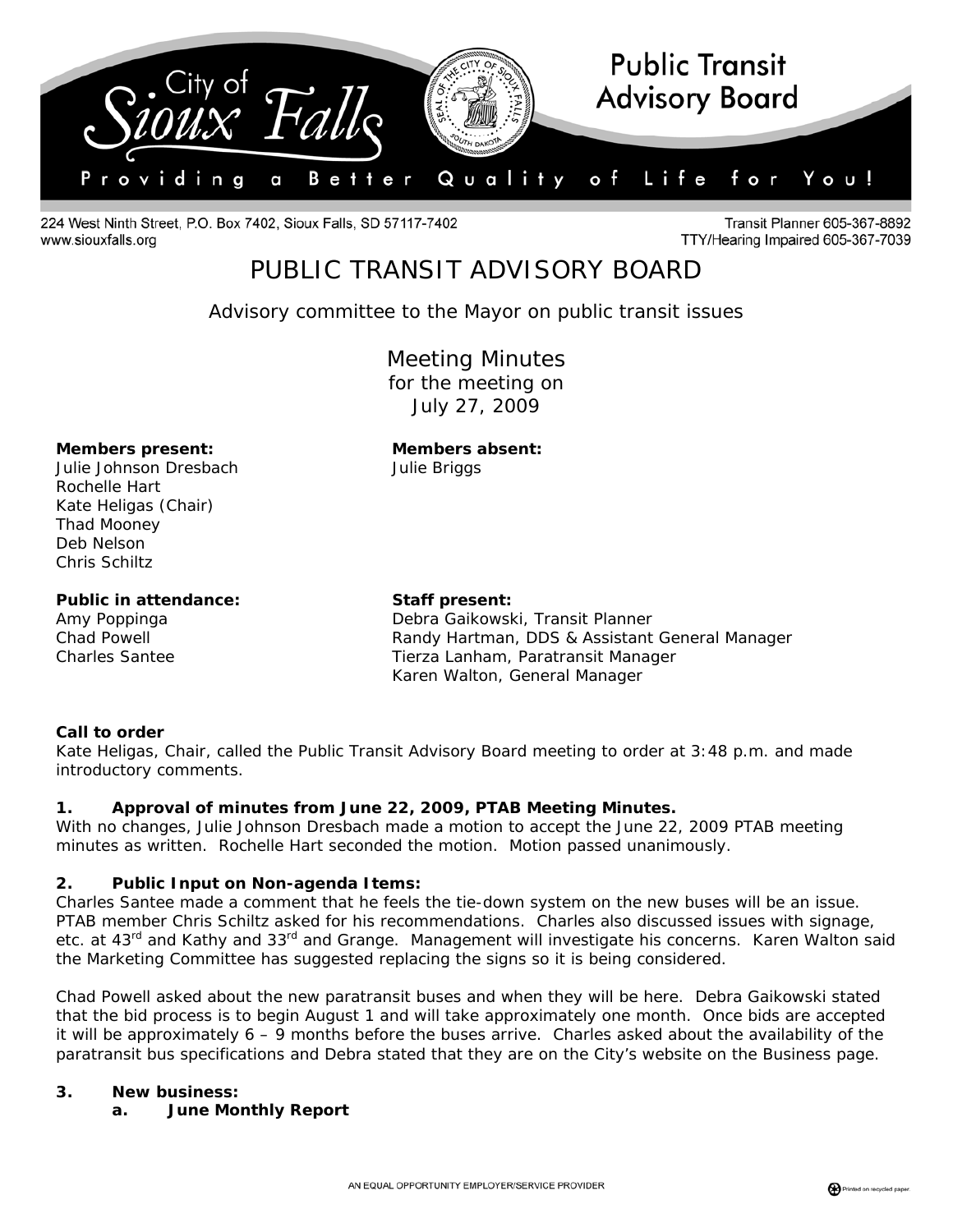City of Sioux Falls

**Public Transit Advisory Board**

Providing a Better Quality of Life for You!

224 West Ninth Street, P.O. Box 7402, Sioux Falls, SD 57117-7402
www.siouxfalls.org

Transit Planner 605-367-8892
TTY/Hearing Impaired 605-367-7039

# PUBLIC TRANSIT ADVISORY BOARD

Advisory committee to the Mayor on public transit issues

## Meeting Minutes
for the meeting on
July 27, 2009

**Members present:**
Julie Johnson Dresbach
Rochelle Hart
Kate Heligas (Chair)
Thad Mooney
Deb Nelson
Chris Schiltz

**Members absent:**
Julie Briggs

**Public in attendance:**
Amy Poppinga
Chad Powell
Charles Santee

**Staff present:**
Debra Gaikowski, Transit Planner
Randy Hartman, DDS & Assistant General Manager
Tierza Lanham, Paratransit Manager
Karen Walton, General Manager

**Call to order**
Kate Heligas, Chair, called the Public Transit Advisory Board meeting to order at 3:48 p.m. and made introductory comments.

**1. Approval of minutes from June 22, 2009, PTAB Meeting Minutes.**
With no changes, Julie Johnson Dresbach made a motion to accept the June 22, 2009 PTAB meeting minutes as written. Rochelle Hart seconded the motion. Motion passed unanimously.

**2. Public Input on Non-agenda Items:**
Charles Santee made a comment that he feels the tie-down system on the new buses will be an issue. PTAB member Chris Schiltz asked for his recommendations. Charles also discussed issues with signage, etc. at 43rd and Kathy and 33rd and Grange. Management will investigate his concerns. Karen Walton said the Marketing Committee has suggested replacing the signs so it is being considered.

Chad Powell asked about the new paratransit buses and when they will be here. Debra Gaikowski stated that the bid process is to begin August 1 and will take approximately one month. Once bids are accepted it will be approximately 6 – 9 months before the buses arrive. Charles asked about the availability of the paratransit bus specifications and Debra stated that they are on the City's website on the Business page.

**3. New business:**

**a. June Monthly Report**

AN EQUAL OPPORTUNITY EMPLOYER/SERVICE PROVIDER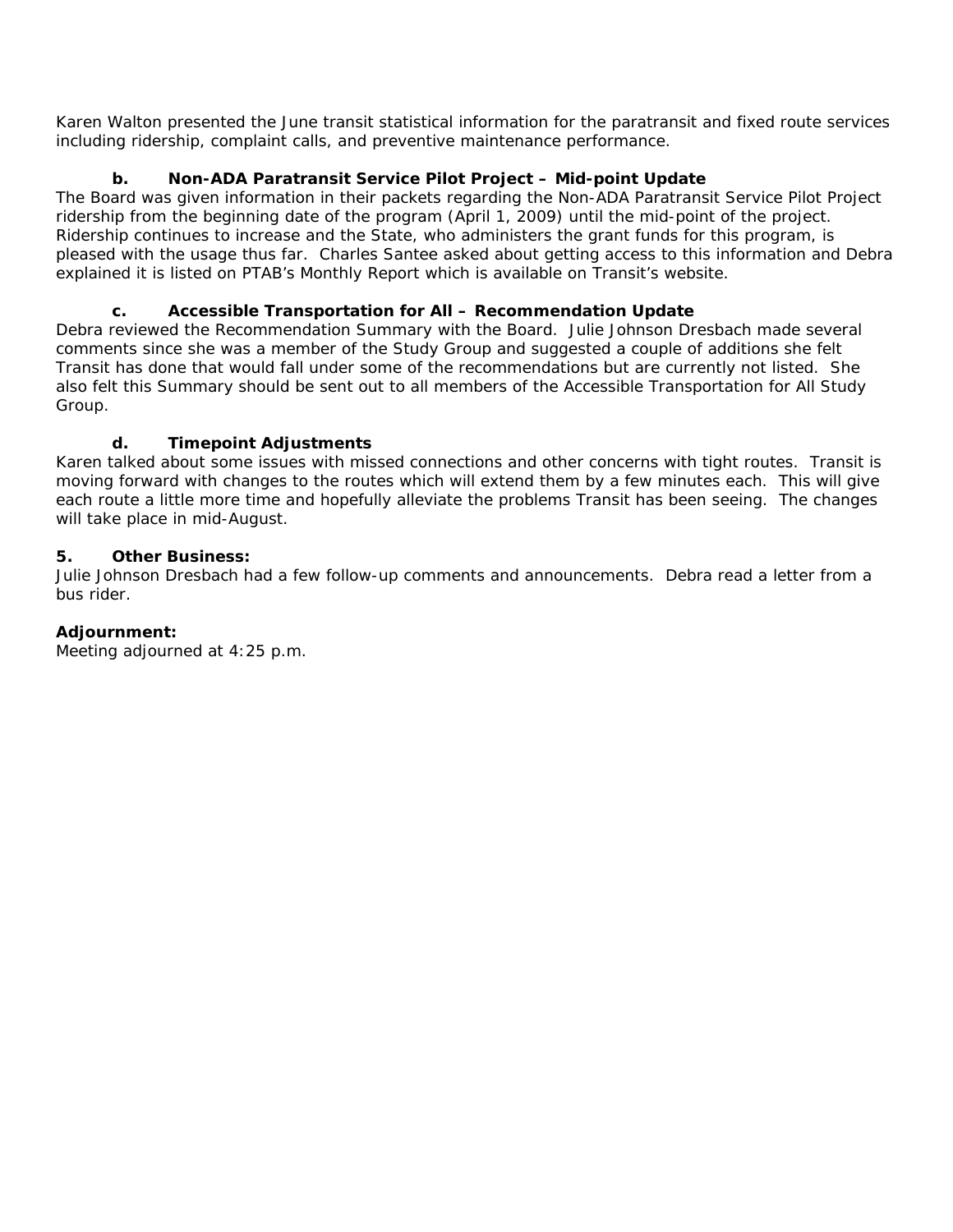Karen Walton presented the June transit statistical information for the paratransit and fixed route services including ridership, complaint calls, and preventive maintenance performance.

**b. Non-ADA Paratransit Service Pilot Project – Mid-point Update**

The Board was given information in their packets regarding the Non-ADA Paratransit Service Pilot Project ridership from the beginning date of the program (April 1, 2009) until the mid-point of the project. Ridership continues to increase and the State, who administers the grant funds for this program, is pleased with the usage thus far. Charles Santee asked about getting access to this information and Debra explained it is listed on PTAB's Monthly Report which is available on Transit's website.

**c. Accessible Transportation for All – Recommendation Update**

Debra reviewed the Recommendation Summary with the Board. Julie Johnson Dresbach made several comments since she was a member of the Study Group and suggested a couple of additions she felt Transit has done that would fall under some of the recommendations but are currently not listed. She also felt this Summary should be sent out to all members of the Accessible Transportation for All Study Group.

**d. Timepoint Adjustments**

Karen talked about some issues with missed connections and other concerns with tight routes. Transit is moving forward with changes to the routes which will extend them by a few minutes each. This will give each route a little more time and hopefully alleviate the problems Transit has been seeing. The changes will take place in mid-August.

**5. Other Business:**

Julie Johnson Dresbach had a few follow-up comments and announcements. Debra read a letter from a bus rider.

**Adjournment:**

Meeting adjourned at 4:25 p.m.